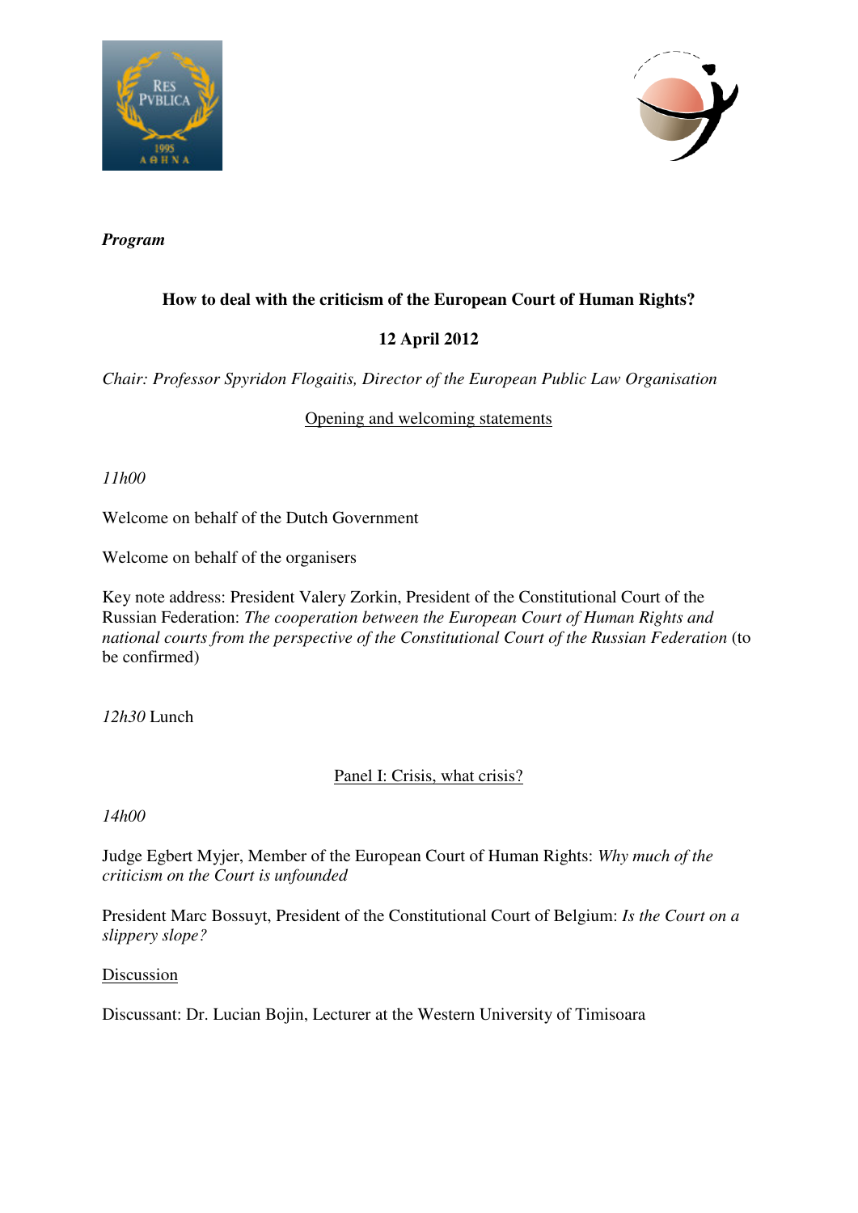*Program*

**How to deal with the criticism of the European Court of Human Rights?**

**12 April 2012**

*Chair: Professor Spyridon Flogaitis, Director of the European Public Law Organisation*

Opening and welcoming statements

*11h00*

Welcome on behalf of the Dutch Government

Welcome on behalf of the organisers

Key note address: President Valery Zorkin, President of the Constitutional Court of the Russian Federation: *The cooperation between the European Court of Human Rights and national courts from the perspective of the Constitutional Court of the Russian Federation* (to be confirmed)

*12h30* Lunch

Panel I: Crisis, what crisis?

*14h00*

Judge Egbert Myjer, Member of the European Court of Human Rights: *Why much of the criticism on the Court is unfounded*

President Marc Bossuyt, President of the Constitutional Court of Belgium: *Is the Court on a slippery slope?*

Discussion

Discussant: Dr. Lucian Bojin, Lecturer at the Western University of Timisoara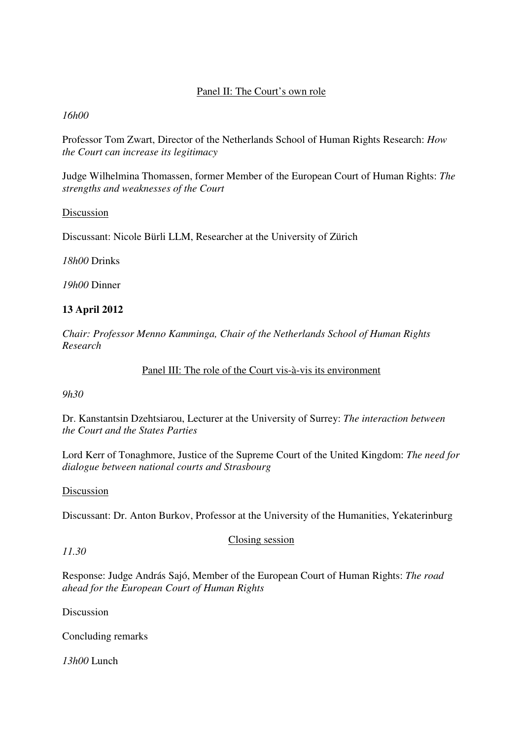<u>Panel II: The Court's own role</u>

*16h00*

Professor Tom Zwart, Director of the Netherlands School of Human Rights Research: *How the Court can increase its legitimacy*

Judge Wilhelmina Thomassen, former Member of the European Court of Human Rights: *The strengths and weaknesses of the Court*

<u>Discussion</u>

Discussant: Nicole Bürli LLM, Researcher at the University of Zürich

*18h00* Drinks

*19h00* Dinner

**13 April 2012**

*Chair: Professor Menno Kamminga, Chair of the Netherlands School of Human Rights Research*

<u>Panel III: The role of the Court vis-à-vis its environment</u>

*9h30*

Dr. Kanstantsin Dzehtsiarou, Lecturer at the University of Surrey: *The interaction between the Court and the States Parties*

Lord Kerr of Tonaghmore, Justice of the Supreme Court of the United Kingdom: *The need for dialogue between national courts and Strasbourg*

<u>Discussion</u>

Discussant: Dr. Anton Burkov, Professor at the University of the Humanities, Yekaterinburg

<u>Closing session</u>

*11.30*

Response: Judge András Sajó, Member of the European Court of Human Rights: *The road ahead for the European Court of Human Rights*

Discussion

Concluding remarks

*13h00* Lunch